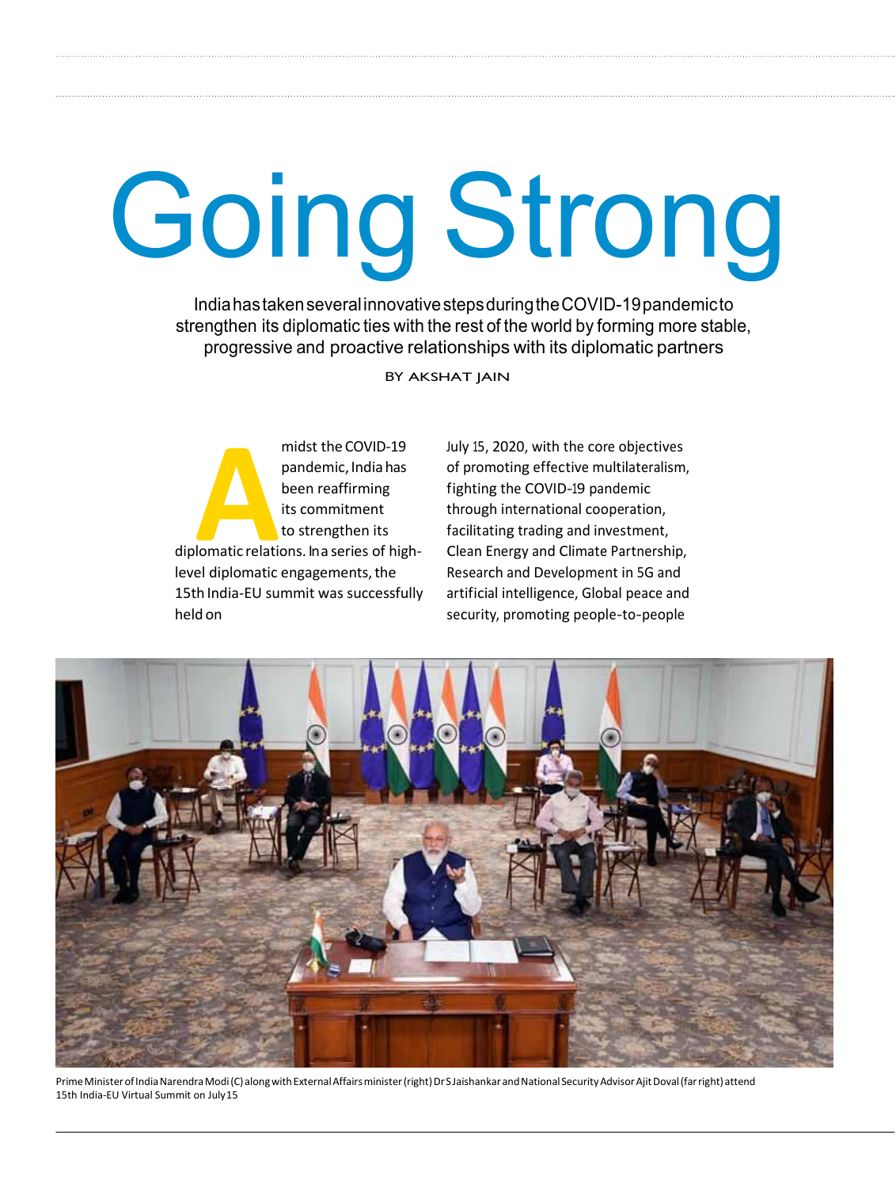# Going Strong

India has taken several innovative steps during the COVID-19 pandemic to strengthen its diplomatic ties with the rest of the world by forming more stable, progressive and proactive relationships with its diplomatic partners

BY AKSHAT JAIN

Amidst the COVID-19 pandemic, India has been reaffirming its commitment to strengthen its diplomatic relations. In a series of high-level diplomatic engagements, the 15th India-EU summit was successfully held on July 15, 2020, with the core objectives of promoting effective multilateralism, fighting the COVID-19 pandemic through international cooperation, facilitating trading and investment, Clean Energy and Climate Partnership, Research and Development in 5G and artificial intelligence, Global peace and security, promoting people-to-people

Prime Minister of India Narendra Modi (C) along with External Affairs minister (right) Dr S Jaishankar and National Security Advisor Ajit Doval (far right) attend 15th India-EU Virtual Summit on July 15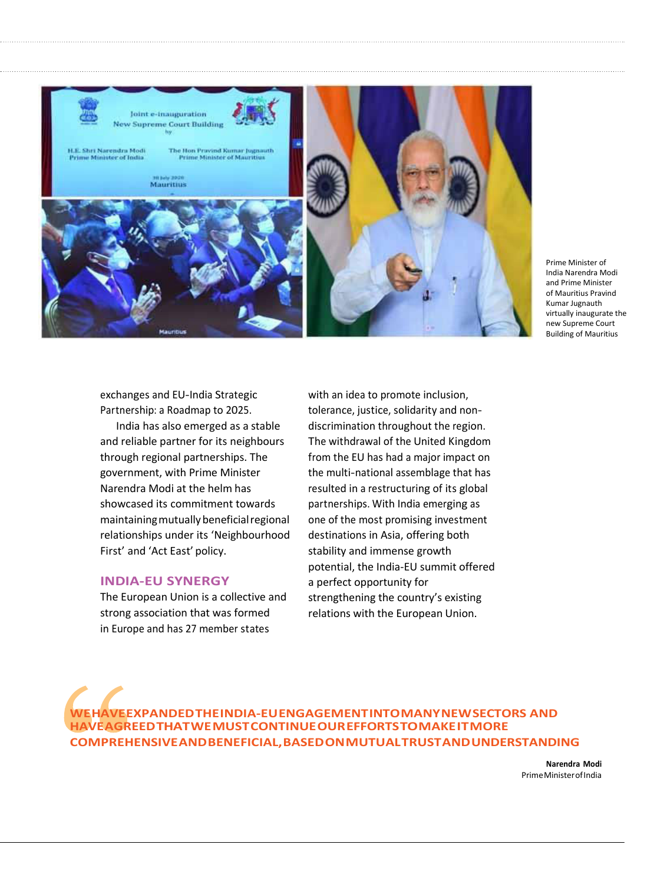Prime Minister of India Narendra Modi and Prime Minister of Mauritius Pravind Kumar Jugnauth virtually inaugurate the new Supreme Court Building of Mauritius

exchanges and EU-India Strategic Partnership: a Roadmap to 2025.

India has also emerged as a stable and reliable partner for its neighbours through regional partnerships. The government, with Prime Minister Narendra Modi at the helm has showcased its commitment towards maintaining mutually beneficial regional relationships under its 'Neighbourhood First' and 'Act East' policy.

## INDIA-EU SYNERGY

The European Union is a collective and strong association that was formed in Europe and has 27 member states with an idea to promote inclusion, tolerance, justice, solidarity and non-discrimination throughout the region. The withdrawal of the United Kingdom from the EU has had a major impact on the multi-national assemblage that has resulted in a restructuring of its global partnerships. With India emerging as one of the most promising investment destinations in Asia, offering both stability and immense growth potential, the India-EU summit offered a perfect opportunity for strengthening the country's existing relations with the European Union.

> **WE HAVE EXPANDED THE INDIA-EU ENGAGEMENT INTO MANY NEW SECTORS AND HAVE AGREED THAT WE MUST CONTINUE OUR EFFORTS TO MAKE IT MORE COMPREHENSIVE AND BENEFICIAL, BASED ON MUTUAL TRUST AND UNDERSTANDING**
>
> **Narendra Modi**
> Prime Minister of India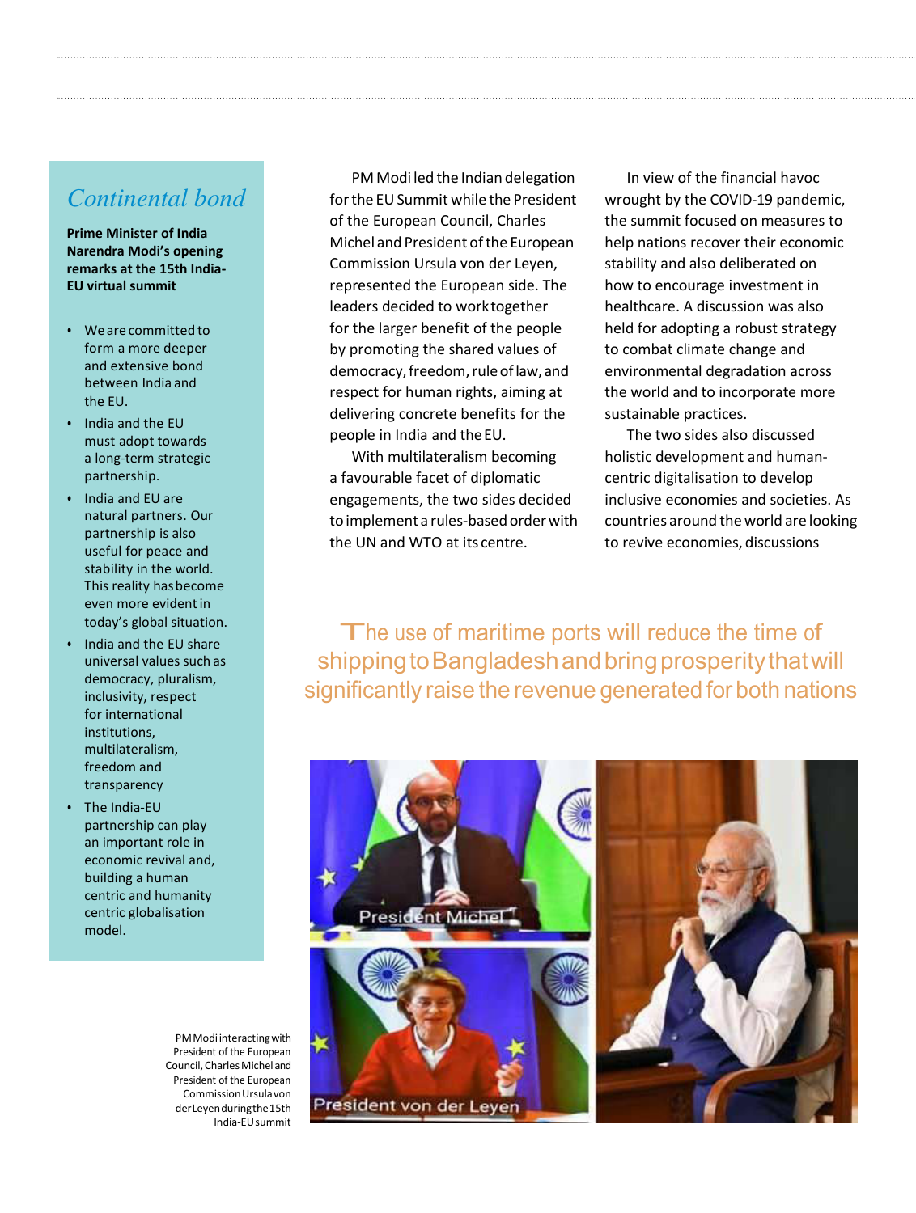## *Continental bond*

**Prime Minister of India Narendra Modi's opening remarks at the 15th India-EU virtual summit**

- We are committed to form a more deeper and extensive bond between India and the EU.
- India and the EU must adopt towards a long-term strategic partnership.
- India and EU are natural partners. Our partnership is also useful for peace and stability in the world. This reality has become even more evident in today's global situation.
- India and the EU share universal values such as democracy, pluralism, inclusivity, respect for international institutions, multilateralism, freedom and transparency
- The India-EU partnership can play an important role in economic revival and, building a human centric and humanity centric globalisation model.

PM Modi led the Indian delegation for the EU Summit while the President of the European Council, Charles Michel and President of the European Commission Ursula von der Leyen, represented the European side. The leaders decided to work together for the larger benefit of the people by promoting the shared values of democracy, freedom, rule of law, and respect for human rights, aiming at delivering concrete benefits for the people in India and the EU.

With multilateralism becoming a favourable facet of diplomatic engagements, the two sides decided to implement a rules-based order with the UN and WTO at its centre.

In view of the financial havoc wrought by the COVID-19 pandemic, the summit focused on measures to help nations recover their economic stability and also deliberated on how to encourage investment in healthcare. A discussion was also held for adopting a robust strategy to combat climate change and environmental degradation across the world and to incorporate more sustainable practices.

The two sides also discussed holistic development and human-centric digitalisation to develop inclusive economies and societies. As countries around the world are looking to revive economies, discussions

> The use of maritime ports will reduce the time of shipping to Bangladesh and bring prosperity that will significantly raise the revenue generated for both nations

PM Modi interacting with President of the European Council, Charles Michel and President of the European Commission Ursula von der Leyen during the 15th India-EU summit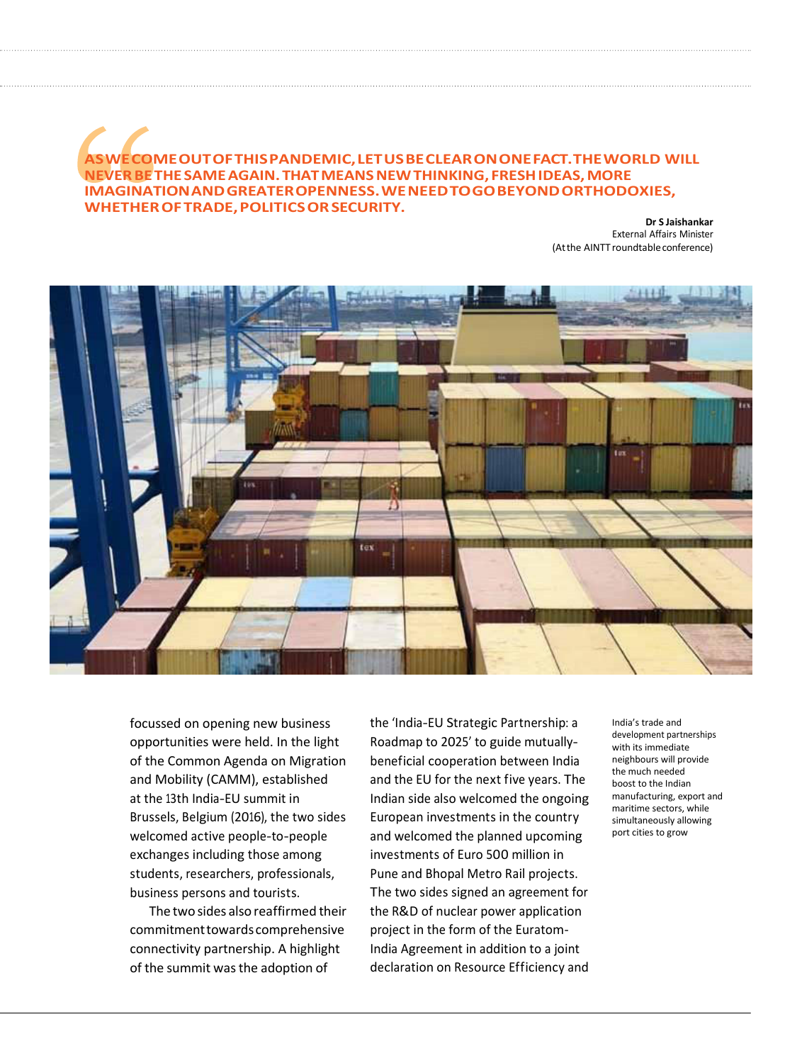> **AS WE COME OUT OF THIS PANDEMIC, LET US BE CLEAR ON ONE FACT. THE WORLD WILL NEVER BE THE SAME AGAIN. THAT MEANS NEW THINKING, FRESH IDEAS, MORE IMAGINATION AND GREATER OPENNESS. WE NEED TO GO BEYOND ORTHODOXIES, WHETHER OF TRADE, POLITICS OR SECURITY.**
>
> **Dr S Jaishankar**
> External Affairs Minister
> (At the AINTT roundtable conference)

focussed on opening new business opportunities were held. In the light of the Common Agenda on Migration and Mobility (CAMM), established at the 13th India-EU summit in Brussels, Belgium (2016), the two sides welcomed active people-to-people exchanges including those among students, researchers, professionals, business persons and tourists.

The two sides also reaffirmed their commitment towards comprehensive connectivity partnership. A highlight of the summit was the adoption of the 'India-EU Strategic Partnership: a Roadmap to 2025' to guide mutually-beneficial cooperation between India and the EU for the next five years. The Indian side also welcomed the ongoing European investments in the country and welcomed the planned upcoming investments of Euro 500 million in Pune and Bhopal Metro Rail projects. The two sides signed an agreement for the R&D of nuclear power application project in the form of the Euratom-India Agreement in addition to a joint declaration on Resource Efficiency and

India's trade and development partnerships with its immediate neighbours will provide the much needed boost to the Indian manufacturing, export and maritime sectors, while simultaneously allowing port cities to grow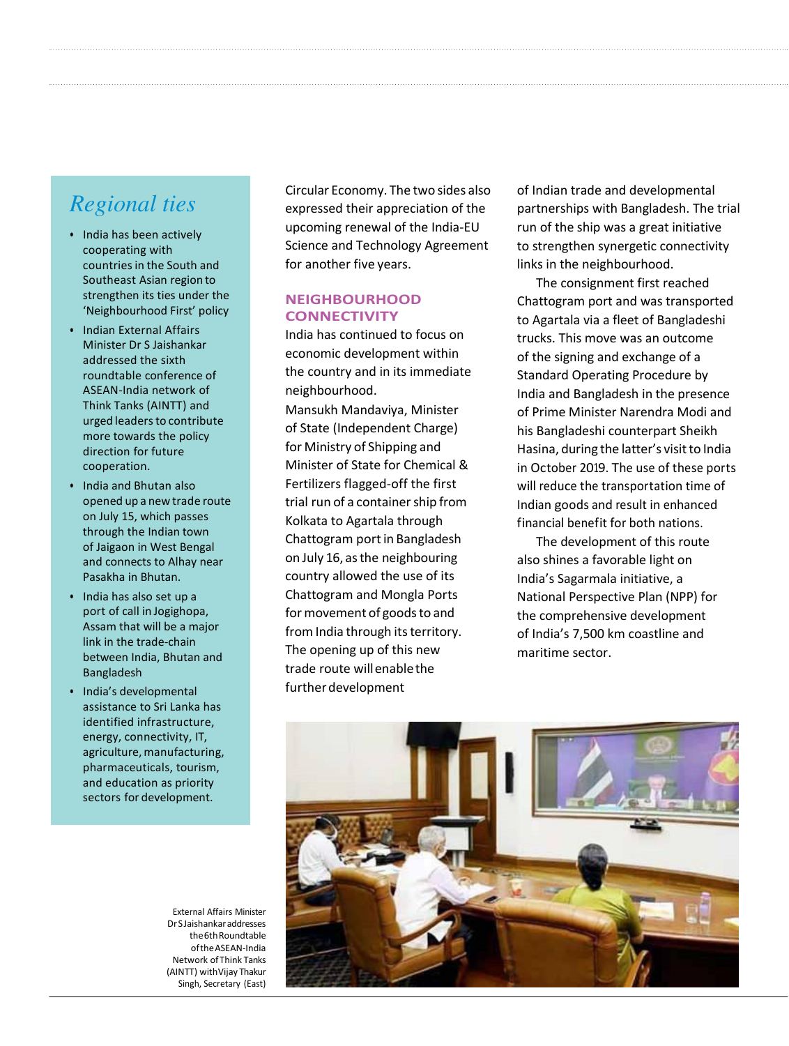## *Regional ties*

- India has been actively cooperating with countries in the South and Southeast Asian region to strengthen its ties under the 'Neighbourhood First' policy
- Indian External Affairs Minister Dr S Jaishankar addressed the sixth roundtable conference of ASEAN-India network of Think Tanks (AINTT) and urged leaders to contribute more towards the policy direction for future cooperation.
- India and Bhutan also opened up a new trade route on July 15, which passes through the Indian town of Jaigaon in West Bengal and connects to Alhay near Pasakha in Bhutan.
- India has also set up a port of call in Jogighopa, Assam that will be a major link in the trade-chain between India, Bhutan and Bangladesh
- India's developmental assistance to Sri Lanka has identified infrastructure, energy, connectivity, IT, agriculture, manufacturing, pharmaceuticals, tourism, and education as priority sectors for development.

Circular Economy. The two sides also expressed their appreciation of the upcoming renewal of the India-EU Science and Technology Agreement for another five years.

### NEIGHBOURHOOD CONNECTIVITY

India has continued to focus on economic development within the country and in its immediate neighbourhood.

Mansukh Mandaviya, Minister of State (Independent Charge) for Ministry of Shipping and Minister of State for Chemical & Fertilizers flagged-off the first trial run of a container ship from Kolkata to Agartala through Chattogram port in Bangladesh on July 16, as the neighbouring country allowed the use of its Chattogram and Mongla Ports for movement of goods to and from India through its territory. The opening up of this new trade route will enable the further development of Indian trade and developmental partnerships with Bangladesh. The trial run of the ship was a great initiative to strengthen synergetic connectivity links in the neighbourhood.

The consignment first reached Chattogram port and was transported to Agartala via a fleet of Bangladeshi trucks. This move was an outcome of the signing and exchange of a Standard Operating Procedure by India and Bangladesh in the presence of Prime Minister Narendra Modi and his Bangladeshi counterpart Sheikh Hasina, during the latter's visit to India in October 2019. The use of these ports will reduce the transportation time of Indian goods and result in enhanced financial benefit for both nations.

The development of this route also shines a favorable light on India's Sagarmala initiative, a National Perspective Plan (NPP) for the comprehensive development of India's 7,500 km coastline and maritime sector.

External Affairs Minister Dr S Jaishankar addresses the 6th Roundtable of the ASEAN-India Network of Think Tanks (AINTT) with Vijay Thakur Singh, Secretary (East)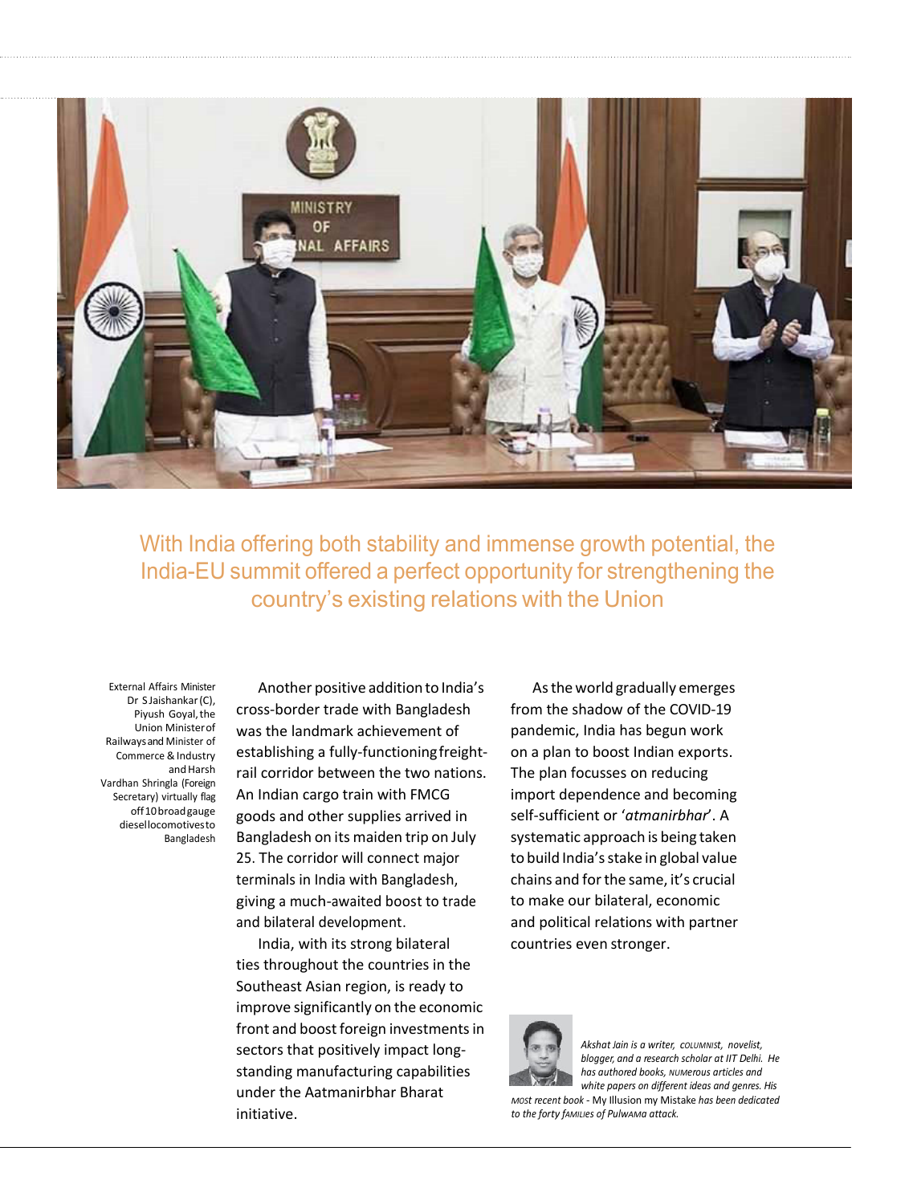*With India offering both stability and immense growth potential, the India-EU summit offered a perfect opportunity for strengthening the country's existing relations with the Union*

External Affairs Minister Dr S Jaishankar (C), Piyush Goyal, the Union Minister of Railways and Minister of Commerce & Industry and Harsh Vardhan Shringla (Foreign Secretary) virtually flag off 10 broad gauge diesel locomotives to Bangladesh

Another positive addition to India's cross-border trade with Bangladesh was the landmark achievement of establishing a fully-functioning freight-rail corridor between the two nations. An Indian cargo train with FMCG goods and other supplies arrived in Bangladesh on its maiden trip on July 25. The corridor will connect major terminals in India with Bangladesh, giving a much-awaited boost to trade and bilateral development.

India, with its strong bilateral ties throughout the countries in the Southeast Asian region, is ready to improve significantly on the economic front and boost foreign investments in sectors that positively impact long-standing manufacturing capabilities under the Aatmanirbhar Bharat initiative.

As the world gradually emerges from the shadow of the COVID-19 pandemic, India has begun work on a plan to boost Indian exports. The plan focusses on reducing import dependence and becoming self-sufficient or '*atmanirbhar*'. A systematic approach is being taken to build India's stake in global value chains and for the same, it's crucial to make our bilateral, economic and political relations with partner countries even stronger.

*Akshat Jain is a writer, columnist, novelist, blogger, and a research scholar at IIT Delhi. He has authored books, numerous articles and white papers on different ideas and genres. His most recent book -* My Illusion my Mistake *has been dedicated to the forty families of Pulwama attack.*